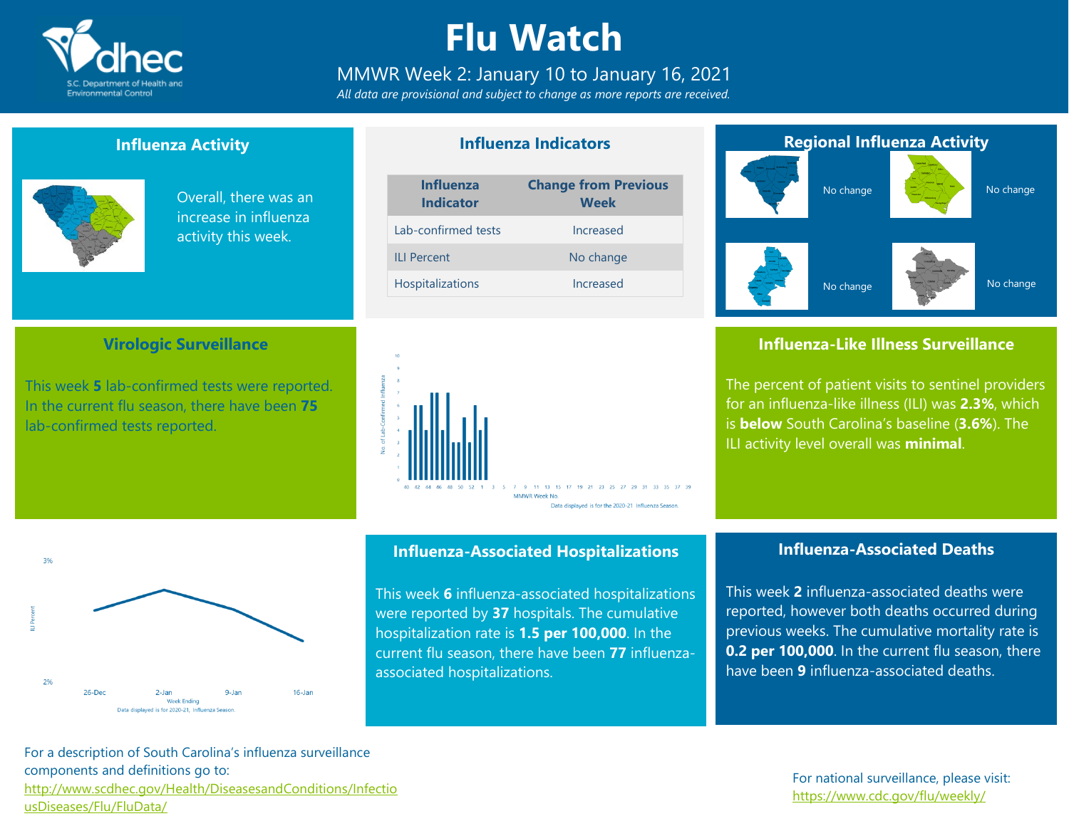# Flu Watch

MMWR Week 2: January 10 to January 16, 2021

*All data are provisional and subject to change as more reports are received.*

## Influenza Activity

Overall, there was an increase in influenza activity this week.

## Influenza Indicators

| Influenza Indicator | Change from Previous Week |
|---|---|
| Lab-confirmed tests | Increased |
| ILI Percent | No change |
| Hospitalizations | Increased |

## Regional Influenza Activity

No change

No change

No change

No change

## Virologic Surveillance

This week **5** lab-confirmed tests were reported. In the current flu season, there have been **75** lab-confirmed tests reported.

Data displayed is for the 2020-21 Influenza Season.

## Influenza-Like Illness Surveillance

The percent of patient visits to sentinel providers for an influenza-like illness (ILI) was **2.3%**, which is **below** South Carolina's baseline (**3.6%**). The ILI activity level overall was **minimal**.

Data displayed is for 2020-21, Influenza Season.

## Influenza-Associated Hospitalizations

This week **6** influenza-associated hospitalizations were reported by **37** hospitals. The cumulative hospitalization rate is **1.5 per 100,000**. In the current flu season, there have been **77** influenza-associated hospitalizations.

## Influenza-Associated Deaths

This week **2** influenza-associated deaths were reported, however both deaths occurred during previous weeks. The cumulative mortality rate is **0.2 per 100,000**. In the current flu season, there have been **9** influenza-associated deaths.

For a description of South Carolina's influenza surveillance components and definitions go to: http://www.scdhec.gov/Health/DiseasesandConditions/InfectiousDiseases/Flu/FluData/

For national surveillance, please visit: https://www.cdc.gov/flu/weekly/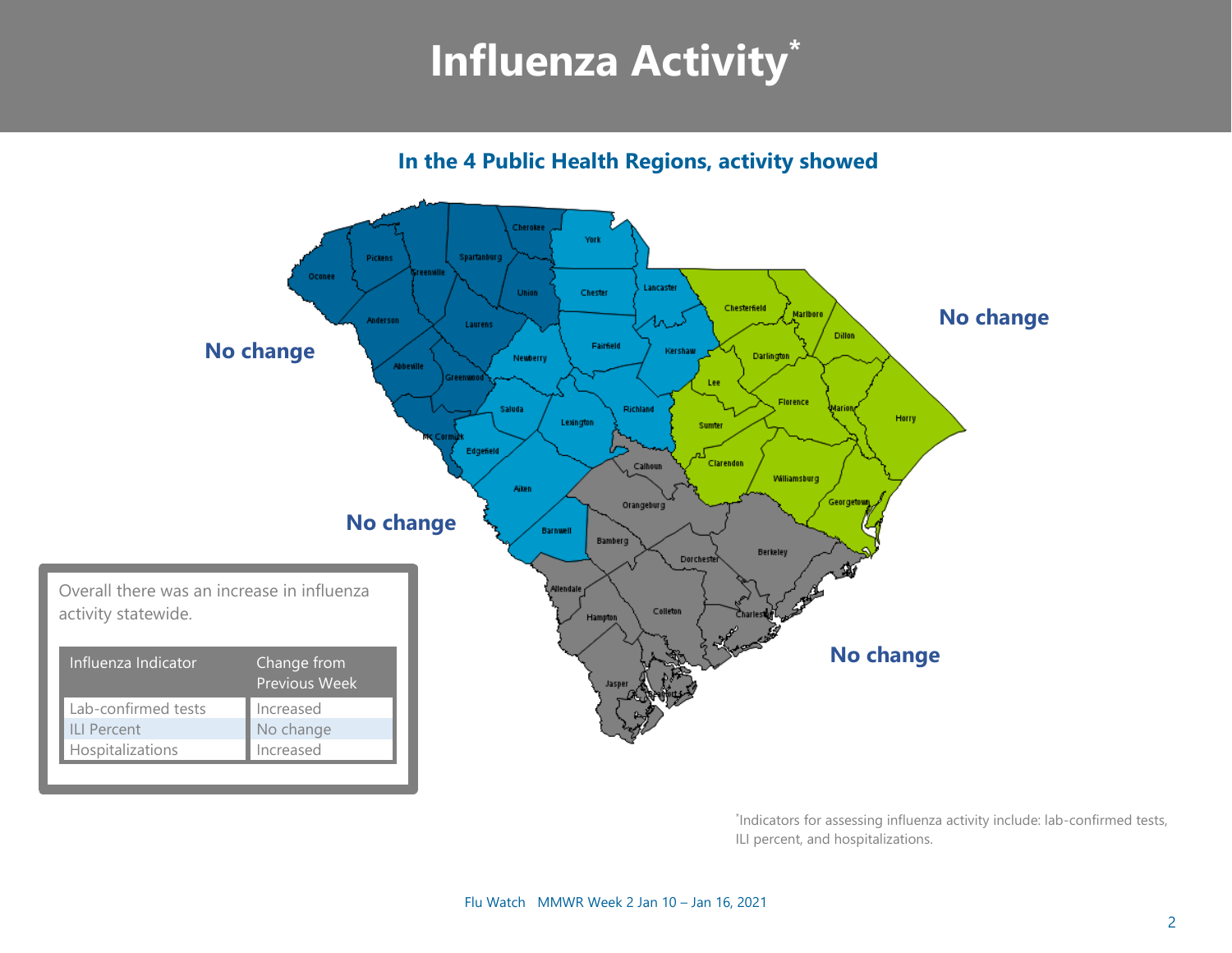# Influenza Activity*

**In the 4 Public Health Regions, activity showed**

**No change**

**No change**

**No change**

**No change**

Overall there was an increase in influenza activity statewide.

| Influenza Indicator | Change from Previous Week |
| --- | --- |
| Lab-confirmed tests | Increased |
| ILI Percent | No change |
| Hospitalizations | Increased |

*Indicators for assessing influenza activity include: lab-confirmed tests, ILI percent, and hospitalizations.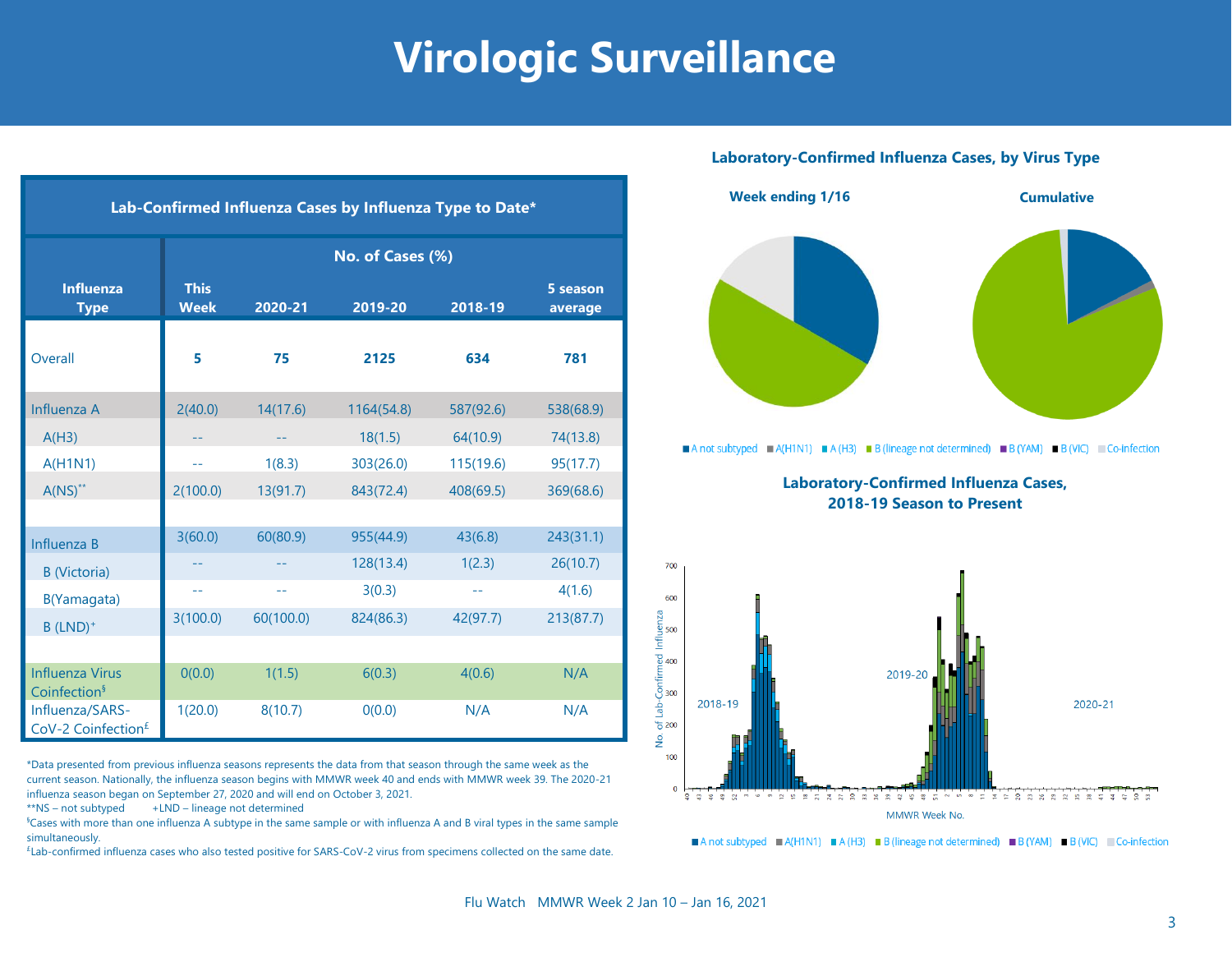# Virologic Surveillance

| Lab-Confirmed Influenza Cases by Influenza Type to Date* | | | | | |
|---|---|---|---|---|---|
| | No. of Cases (%) | | | | |
| Influenza Type | This Week | 2020-21 | 2019-20 | 2018-19 | 5 season average |
| Overall | **5** | **75** | **2125** | **634** | **781** |
| Influenza A | 2(40.0) | 14(17.6) | 1164(54.8) | 587(92.6) | 538(68.9) |
| A(H3) | -- | -- | 18(1.5) | 64(10.9) | 74(13.8) |
| A(H1N1) | -- | 1(8.3) | 303(26.0) | 115(19.6) | 95(17.7) |
| A(NS)** | 2(100.0) | 13(91.7) | 843(72.4) | 408(69.5) | 369(68.6) |
| Influenza B | 3(60.0) | 60(80.9) | 955(44.9) | 43(6.8) | 243(31.1) |
| B (Victoria) | -- | -- | 128(13.4) | 1(2.3) | 26(10.7) |
| B(Yamagata) | -- | -- | 3(0.3) | -- | 4(1.6) |
| B (LND)+ | 3(100.0) | 60(100.0) | 824(86.3) | 42(97.7) | 213(87.7) |
| Influenza Virus Coinfection§ | 0(0.0) | 1(1.5) | 6(0.3) | 4(0.6) | N/A |
| Influenza/SARS-CoV-2 Coinfection£ | 1(20.0) | 8(10.7) | 0(0.0) | N/A | N/A |

*Data presented from previous influenza seasons represents the data from that season through the same week as the current season. Nationally, the influenza season begins with MMWR week 40 and ends with MMWR week 39. The 2020-21 influenza season began on September 27, 2020 and will end on October 3, 2021.

**NS – not subtyped +LND – lineage not determined

§Cases with more than one influenza A subtype in the same sample or with influenza A and B viral types in the same sample simultaneously.

£Lab-confirmed influenza cases who also tested positive for SARS-CoV-2 virus from specimens collected on the same date.

### Laboratory-Confirmed Influenza Cases, by Virus Type

Week ending 1/16 — Cumulative

■ A not subtyped ■ A(H1N1) ■ A (H3) ■ B (lineage not determined) ■ B (YAM) ■ B (VIC) ■ Co-infection

### Laboratory-Confirmed Influenza Cases, 2018-19 Season to Present

■ A not subtyped ■ A(H1N1) ■ A (H3) ■ B (lineage not determined) ■ B (YAM) ■ B (VIC) ■ Co-infection

Flu Watch MMWR Week 2 Jan 10 – Jan 16, 2021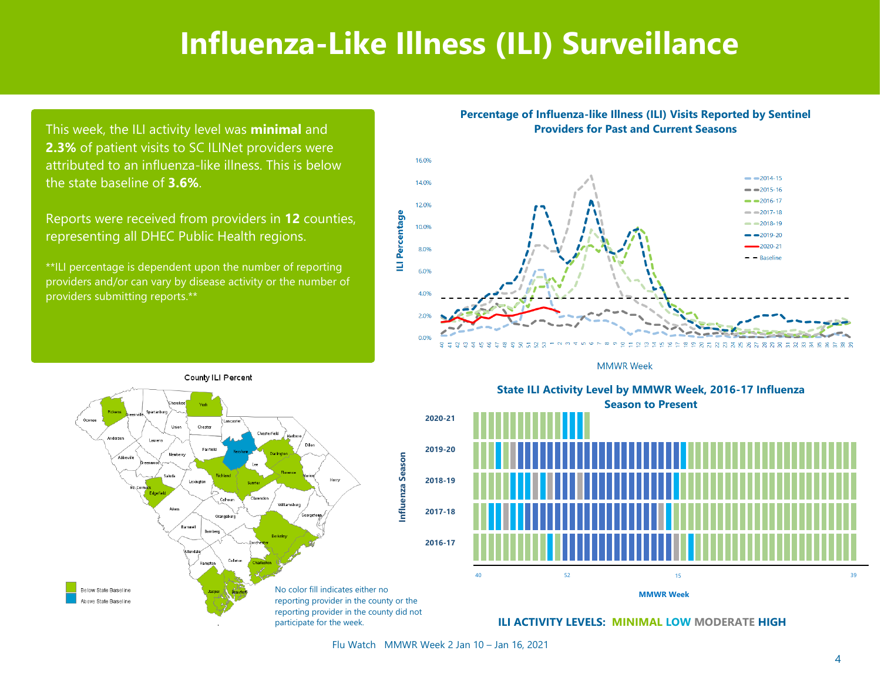# Influenza-Like Illness (ILI) Surveillance

This week, the ILI activity level was **minimal** and **2.3%** of patient visits to SC ILINet providers were attributed to an influenza-like illness. This is below the state baseline of **3.6%**.

Reports were received from providers in **12** counties, representing all DHEC Public Health regions.

**ILI percentage is dependent upon the number of reporting providers and/or can vary by disease activity or the number of providers submitting reports.**

**Percentage of Influenza-like Illness (ILI) Visits Reported by Sentinel Providers for Past and Current Seasons**

County ILI Percent

- Below State Baseline
- Above State Baseline

No color fill indicates either no reporting provider in the county or the reporting provider in the county did not participate for the week.

**State ILI Activity Level by MMWR Week, 2016-17 Influenza Season to Present**

**ILI ACTIVITY LEVELS: MINIMAL LOW MODERATE HIGH**

Flu Watch MMWR Week 2 Jan 10 – Jan 16, 2021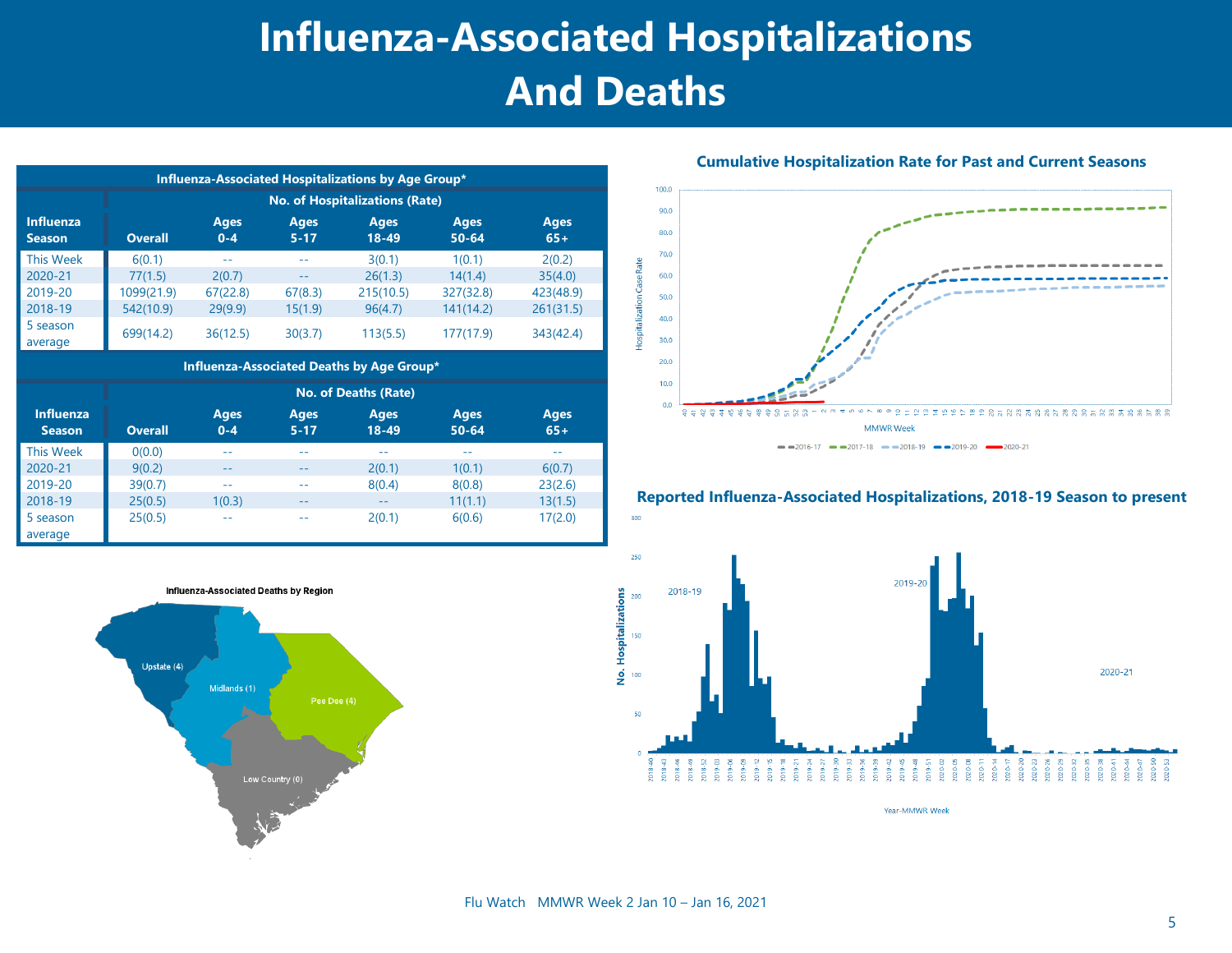# Influenza-Associated Hospitalizations And Deaths

| Influenza-Associated Hospitalizations by Age Group* | | | | | | |
|---|---|---|---|---|---|---|
| | No. of Hospitalizations (Rate) | | | | | |
| Influenza Season | Overall | Ages 0-4 | Ages 5-17 | Ages 18-49 | Ages 50-64 | Ages 65+ |
| This Week | 6(0.1) | -- | -- | 3(0.1) | 1(0.1) | 2(0.2) |
| 2020-21 | 77(1.5) | 2(0.7) | -- | 26(1.3) | 14(1.4) | 35(4.0) |
| 2019-20 | 1099(21.9) | 67(22.8) | 67(8.3) | 215(10.5) | 327(32.8) | 423(48.9) |
| 2018-19 | 542(10.9) | 29(9.9) | 15(1.9) | 96(4.7) | 141(14.2) | 261(31.5) |
| 5 season average | 699(14.2) | 36(12.5) | 30(3.7) | 113(5.5) | 177(17.9) | 343(42.4) |

| Influenza-Associated Deaths by Age Group* | | | | | | |
|---|---|---|---|---|---|---|
| | No. of Deaths (Rate) | | | | | |
| Influenza Season | Overall | Ages 0-4 | Ages 5-17 | Ages 18-49 | Ages 50-64 | Ages 65+ |
| This Week | 0(0.0) | -- | -- | -- | -- | -- |
| 2020-21 | 9(0.2) | -- | -- | 2(0.1) | 1(0.1) | 6(0.7) |
| 2019-20 | 39(0.7) | -- | -- | 8(0.4) | 8(0.8) | 23(2.6) |
| 2018-19 | 25(0.5) | 1(0.3) | -- | -- | 11(1.1) | 13(1.5) |
| 5 season average | 25(0.5) | -- | -- | 2(0.1) | 6(0.6) | 17(2.0) |

### Cumulative Hospitalization Rate for Past and Current Seasons

Hospitalization Case Rate

MMWR Week

2016-17, 2017-18, 2018-19, 2019-20, 2020-21

### Influenza-Associated Deaths by Region

Upstate (4)
Midlands (1)
Pee Dee (4)
Low Country (0)

### Reported Influenza-Associated Hospitalizations, 2018-19 Season to present

No. Hospitalizations

2018-19
2019-20
2020-21

Year-MMWR Week

Flu Watch MMWR Week 2 Jan 10 – Jan 16, 2021